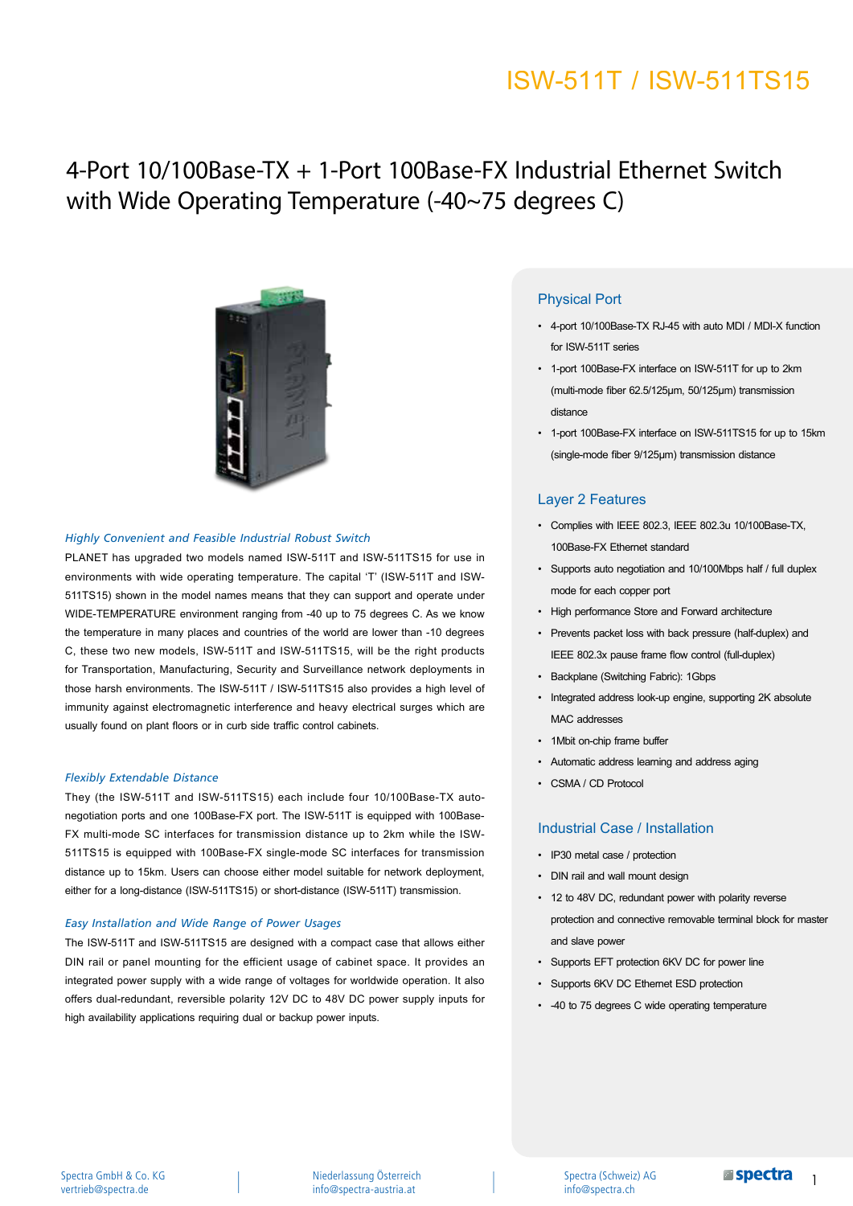ISW-511T / ISW-511TS15

# 4-Port 10/100Base-TX + 1-Port 100Base-FX Industrial Ethernet Switch with Wide Operating Temperature (-40~75 degrees C)

### *Highly Convenient and Feasible Industrial Robust Switch*

PLANET has upgraded two models named ISW-511T and ISW-511TS15 for use in environments with wide operating temperature. The capital 'T' (ISW-511T and ISW-511TS15) shown in the model names means that they can support and operate under WIDE-TEMPERATURE environment ranging from -40 up to 75 degrees C. As we know the temperature in many places and countries of the world are lower than -10 degrees C, these two new models, ISW-511T and ISW-511TS15, will be the right products for Transportation, Manufacturing, Security and Surveillance network deployments in those harsh environments. The ISW-511T / ISW-511TS15 also provides a high level of immunity against electromagnetic interference and heavy electrical surges which are usually found on plant floors or in curb side traffic control cabinets.

### *Flexibly Extendable Distance*

They (the ISW-511T and ISW-511TS15) each include four 10/100Base-TX auto-negotiation ports and one 100Base-FX port. The ISW-511T is equipped with 100Base-FX multi-mode SC interfaces for transmission distance up to 2km while the ISW-511TS15 is equipped with 100Base-FX single-mode SC interfaces for transmission distance up to 15km. Users can choose either model suitable for network deployment, either for a long-distance (ISW-511TS15) or short-distance (ISW-511T) transmission.

### *Easy Installation and Wide Range of Power Usages*

The ISW-511T and ISW-511TS15 are designed with a compact case that allows either DIN rail or panel mounting for the efficient usage of cabinet space. It provides an integrated power supply with a wide range of voltages for worldwide operation. It also offers dual-redundant, reversible polarity 12V DC to 48V DC power supply inputs for high availability applications requiring dual or backup power inputs.

## Physical Port

- 4-port 10/100Base-TX RJ-45 with auto MDI / MDI-X function for ISW-511T series
- 1-port 100Base-FX interface on ISW-511T for up to 2km (multi-mode fiber 62.5/125µm, 50/125µm) transmission distance
- 1-port 100Base-FX interface on ISW-511TS15 for up to 15km (single-mode fiber 9/125µm) transmission distance

## Layer 2 Features

- Complies with IEEE 802.3, IEEE 802.3u 10/100Base-TX, 100Base-FX Ethernet standard
- Supports auto negotiation and 10/100Mbps half / full duplex mode for each copper port
- High performance Store and Forward architecture
- Prevents packet loss with back pressure (half-duplex) and IEEE 802.3x pause frame flow control (full-duplex)
- Backplane (Switching Fabric): 1Gbps
- Integrated address look-up engine, supporting 2K absolute MAC addresses
- 1Mbit on-chip frame buffer
- Automatic address learning and address aging
- CSMA / CD Protocol

## Industrial Case / Installation

- IP30 metal case / protection
- DIN rail and wall mount design
- 12 to 48V DC, redundant power with polarity reverse protection and connective removable terminal block for master and slave power
- Supports EFT protection 6KV DC for power line
- Supports 6KV DC Ethernet ESD protection
- -40 to 75 degrees C wide operating temperature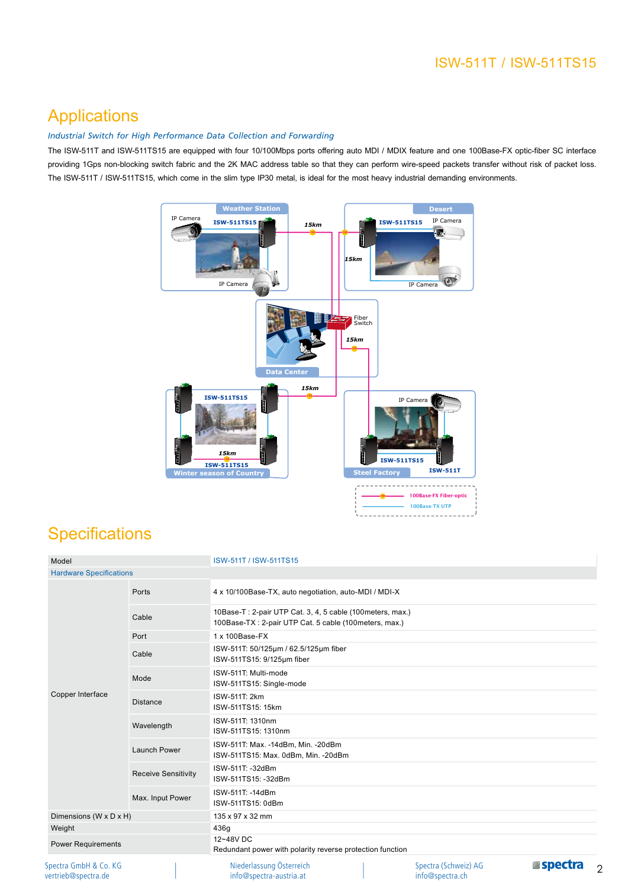## Applications

*Industrial Switch for High Performance Data Collection and Forwarding*

The ISW-511T and ISW-511TS15 are equipped with four 10/100Mbps ports offering auto MDI / MDIX feature and one 100Base-FX optic-fiber SC interface providing 1Gps non-blocking switch fabric and the 2K MAC address table so that they can perform wire-speed packets transfer without risk of packet loss. The ISW-511T / ISW-511TS15, which come in the slim type IP30 metal, is ideal for the most heavy industrial demanding environments.

## Specifications

| Model | | ISW-511T / ISW-511TS15 |
|---|---|---|
| Hardware Specifications | | |
| Copper Interface | Ports | 4 x 10/100Base-TX, auto negotiation, auto-MDI / MDI-X |
| | Cable | 10Base-T : 2-pair UTP Cat. 3, 4, 5 cable (100meters, max.)<br>100Base-TX : 2-pair UTP Cat. 5 cable (100meters, max.) |
| | Port | 1 x 100Base-FX |
| | Cable | ISW-511T: 50/125µm / 62.5/125µm fiber<br>ISW-511TS15: 9/125µm fiber |
| | Mode | ISW-511T: Multi-mode<br>ISW-511TS15: Single-mode |
| | Distance | ISW-511T: 2km<br>ISW-511TS15: 15km |
| | Wavelength | ISW-511T: 1310nm<br>ISW-511TS15: 1310nm |
| | Launch Power | ISW-511T: Max. -14dBm, Min. -20dBm<br>ISW-511TS15: Max. 0dBm, Min. -20dBm |
| | Receive Sensitivity | ISW-511T: -32dBm<br>ISW-511TS15: -32dBm |
| | Max. Input Power | ISW-511T: -14dBm<br>ISW-511TS15: 0dBm |
| Dimensions (W x D x H) | | 135 x 97 x 32 mm |
| Weight | | 436g |
| Power Requirements | | 12~48V DC<br>Redundant power with polarity reverse protection function |

Spectra GmbH & Co. KG
vertrieb@spectra.de

Niederlassung Österreich
info@spectra-austria.at

Spectra (Schweiz) AG
info@spectra.ch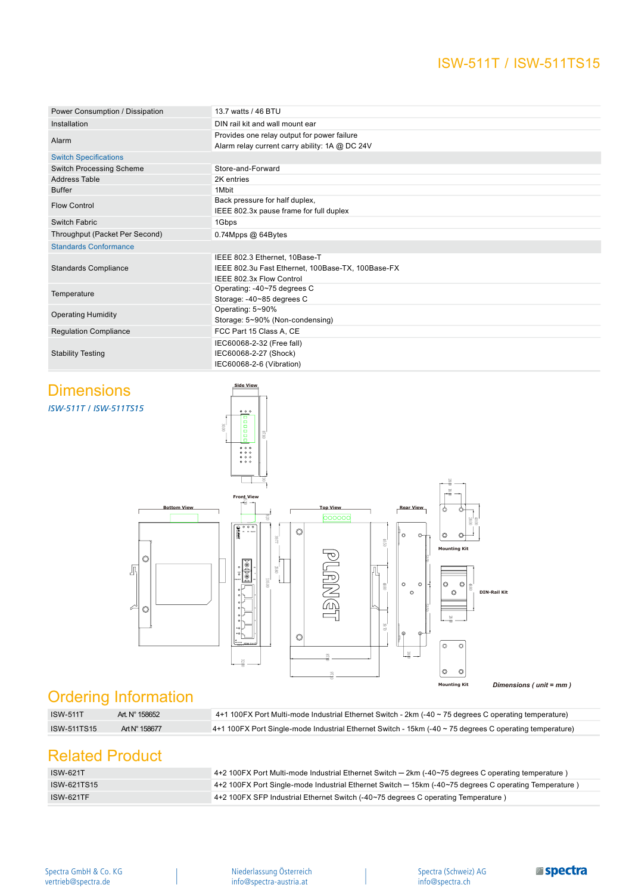# ISW-511T / ISW-511TS15

| | |
|---|---|
| Power Consumption / Dissipation | 13.7 watts / 46 BTU |
| Installation | DIN rail kit and wall mount ear |
| Alarm | Provides one relay output for power failure<br>Alarm relay current carry ability: 1A @ DC 24V |
| **Switch Specifications** | |
| Switch Processing Scheme | Store-and-Forward |
| Address Table | 2K entries |
| Buffer | 1Mbit |
| Flow Control | Back pressure for half duplex,<br>IEEE 802.3x pause frame for full duplex |
| Switch Fabric | 1Gbps |
| Throughput (Packet Per Second) | 0.74Mpps @ 64Bytes |
| **Standards Conformance** | |
| Standards Compliance | IEEE 802.3 Ethernet, 10Base-T<br>IEEE 802.3u Fast Ethernet, 100Base-TX, 100Base-FX<br>IEEE 802.3x Flow Control |
| Temperature | Operating: -40~75 degrees C<br>Storage: -40~85 degrees C |
| Operating Humidity | Operating: 5~90%<br>Storage: 5~90% (Non-condensing) |
| Regulation Compliance | FCC Part 15 Class A, CE |
| Stability Testing | IEC60068-2-32 (Free fall)<br>IEC60068-2-27 (Shock)<br>IEC60068-2-6 (Vibration) |

## Dimensions

*ISW-511T / ISW-511TS15*

Side View

Front View

Bottom View

Top View

Rear View

Mounting Kit

DIN-Rail Kit

Mounting Kit

*Dimensions ( unit = mm )*

## Ordering Information

| | | |
|---|---|---|
| ISW-511T | Art. N° 158652 | 4+1 100FX Port Multi-mode Industrial Ethernet Switch - 2km (-40 ~ 75 degrees C operating temperature) |
| ISW-511TS15 | Art N° 158677 | 4+1 100FX Port Single-mode Industrial Ethernet Switch - 15km (-40 ~ 75 degrees C operating temperature) |

## Related Product

| | |
|---|---|
| ISW-621T | 4+2 100FX Port Multi-mode Industrial Ethernet Switch — 2km (-40~75 degrees C operating temperature ) |
| ISW-621TS15 | 4+2 100FX Port Single-mode Industrial Ethernet Switch — 15km (-40~75 degrees C operating Temperature ) |
| ISW-621TF | 4+2 100FX SFP Industrial Ethernet Switch (-40~75 degrees C operating Temperature ) |

Spectra GmbH & Co. KG
vertrieb@spectra.de

Niederlassung Österreich
info@spectra-austria.at

Spectra (Schweiz) AG
info@spectra.ch

spectra